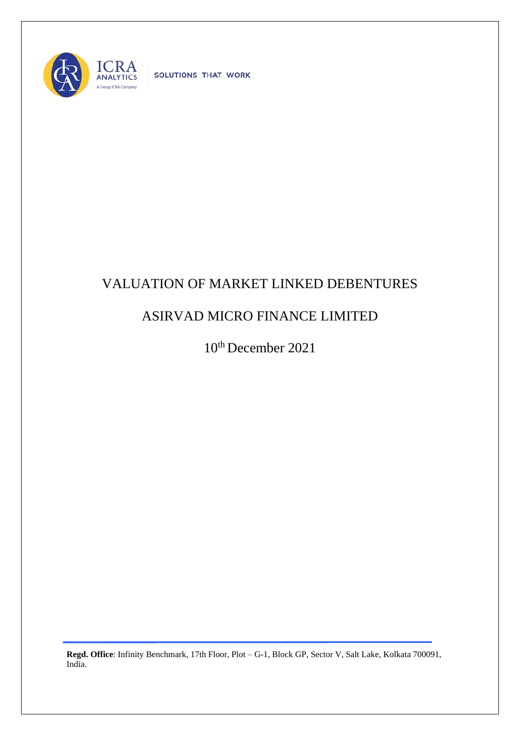ICRA ANALYTICS

A Group ICRA Company

SOLUTIONS THAT WORK

# VALUATION OF MARKET LINKED DEBENTURES

# ASIRVAD MICRO FINANCE LIMITED

10th December 2021

**Regd. Office**: Infinity Benchmark, 17th Floor, Plot – G-1, Block GP, Sector V, Salt Lake, Kolkata 700091, India.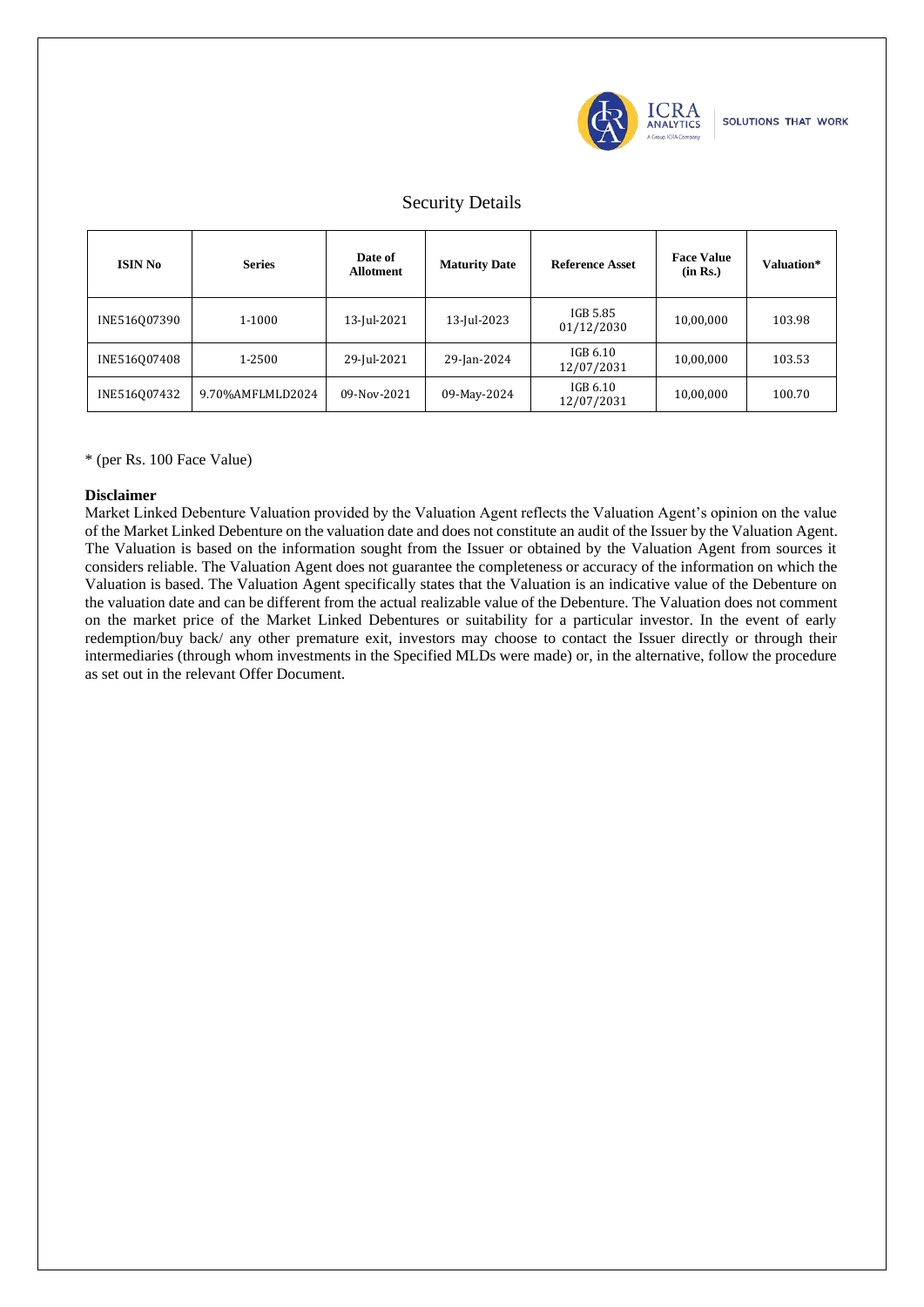## Security Details

| ISIN No | Series | Date of Allotment | Maturity Date | Reference Asset | Face Value (in Rs.) | Valuation* |
|---|---|---|---|---|---|---|
| INE516Q07390 | 1-1000 | 13-Jul-2021 | 13-Jul-2023 | IGB 5.85 01/12/2030 | 10,00,000 | 103.98 |
| INE516Q07408 | 1-2500 | 29-Jul-2021 | 29-Jan-2024 | IGB 6.10 12/07/2031 | 10,00,000 | 103.53 |
| INE516Q07432 | 9.70%AMFLMLD2024 | 09-Nov-2021 | 09-May-2024 | IGB 6.10 12/07/2031 | 10,00,000 | 100.70 |

* (per Rs. 100 Face Value)

**Disclaimer**

Market Linked Debenture Valuation provided by the Valuation Agent reflects the Valuation Agent's opinion on the value of the Market Linked Debenture on the valuation date and does not constitute an audit of the Issuer by the Valuation Agent. The Valuation is based on the information sought from the Issuer or obtained by the Valuation Agent from sources it considers reliable. The Valuation Agent does not guarantee the completeness or accuracy of the information on which the Valuation is based. The Valuation Agent specifically states that the Valuation is an indicative value of the Debenture on the valuation date and can be different from the actual realizable value of the Debenture. The Valuation does not comment on the market price of the Market Linked Debentures or suitability for a particular investor. In the event of early redemption/buy back/ any other premature exit, investors may choose to contact the Issuer directly or through their intermediaries (through whom investments in the Specified MLDs were made) or, in the alternative, follow the procedure as set out in the relevant Offer Document.